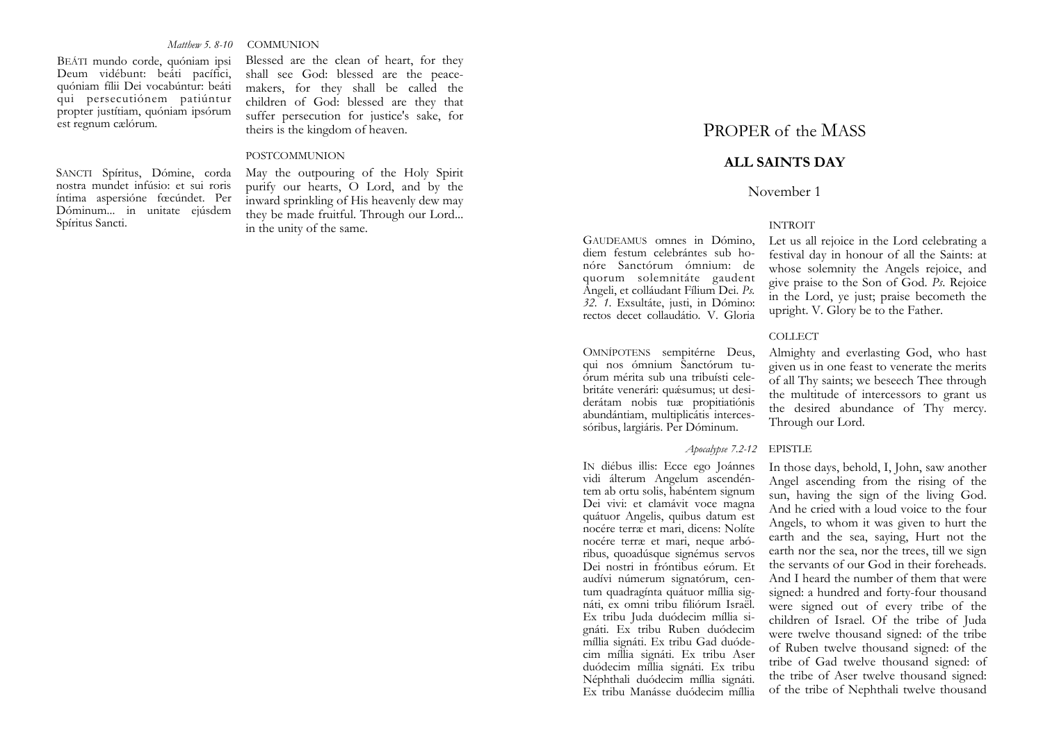*Matthew 5. 8-10* COMMUNION

BEÁTI mundo corde, quóniam ipsi Deum vidébunt: beáti pacífici, quóniam fílii Dei vocabúntur: beáti qui persecutiónem patiúntur propter justítiam, quóniam ipsórum est regnum cælórum.

Blessed are the clean of heart, for they shall see God: blessed are the peacemakers, for they shall be called the children of God: blessed are they that suffer persecution for justice's sake, for theirs is the kingdom of heaven.

POSTCOMMUNION

SANCTI Spíritus, Dómine, corda nostra mundet infúsio: et sui roris íntima aspersióne fœcúndet. Per Dóminum... in unitate ejúsdem Spíritus Sancti.

May the outpouring of the Holy Spirit purify our hearts, O Lord, and by the inward sprinkling of His heavenly dew may they be made fruitful. Through our Lord... in the unity of the same.

# PROPER of the MASS

## ALL SAINTS DAY

November 1

INTROIT

GAUDEAMUS omnes in Dómino, diem festum celebrántes sub honóre Sanctórum ómnium: de quorum solemnitáte gaudent Angeli, et colláudant Fílium Dei. *Ps. 32. 1.* Exsultáte, justi, in Dómino: rectos decet collaudátio. V. Gloria

Let us all rejoice in the Lord celebrating a festival day in honour of all the Saints: at whose solemnity the Angels rejoice, and give praise to the Son of God. *Ps.* Rejoice in the Lord, ye just; praise becometh the upright. V. Glory be to the Father.

COLLECT

OMNÍPOTENS sempitérne Deus, qui nos ómnium Sanctórum tuórum mérita sub una tribuísti celebritáte venerári: quæsumus; ut desiderátam nobis tuæ propitiatiónis abundántiam, multiplicátis intercessóribus, largiáris. Per Dóminum.

Almighty and everlasting God, who hast given us in one feast to venerate the merits of all Thy saints; we beseech Thee through the multitude of intercessors to grant us the desired abundance of Thy mercy. Through our Lord.

*Apocalypse 7.2-12* EPISTLE

IN diébus illis: Ecce ego Joánnes vidi álterum Angelum ascendéntem ab ortu solis, habéntem signum Dei vivi: et clamávit voce magna quátuor Angelis, quibus datum est nocére terræ et mari, dicens: Nolíte nocére terræ et mari, neque arbóribus, quoadúsque signémus servos Dei nostri in fróntibus eórum. Et audívi númerum signatórum, centum quadragínta quátuor míllia signáti, ex omni tribu filiórum Israël. Ex tribu Juda duódecim míllia signáti. Ex tribu Ruben duódecim míllia signáti. Ex tribu Gad duódecim míllia signáti. Ex tribu Aser duódecim míllia signáti. Ex tribu Néphthali duódecim míllia signáti. Ex tribu Manásse duódecim míllia

In those days, behold, I, John, saw another Angel ascending from the rising of the sun, having the sign of the living God. And he cried with a loud voice to the four Angels, to whom it was given to hurt the earth and the sea, saying, Hurt not the earth nor the sea, nor the trees, till we sign the servants of our God in their foreheads. And I heard the number of them that were signed: a hundred and forty-four thousand were signed out of every tribe of the children of Israel. Of the tribe of Juda were twelve thousand signed: of the tribe of Ruben twelve thousand signed: of the tribe of Gad twelve thousand signed: of the tribe of Aser twelve thousand signed: of the tribe of Nephthali twelve thousand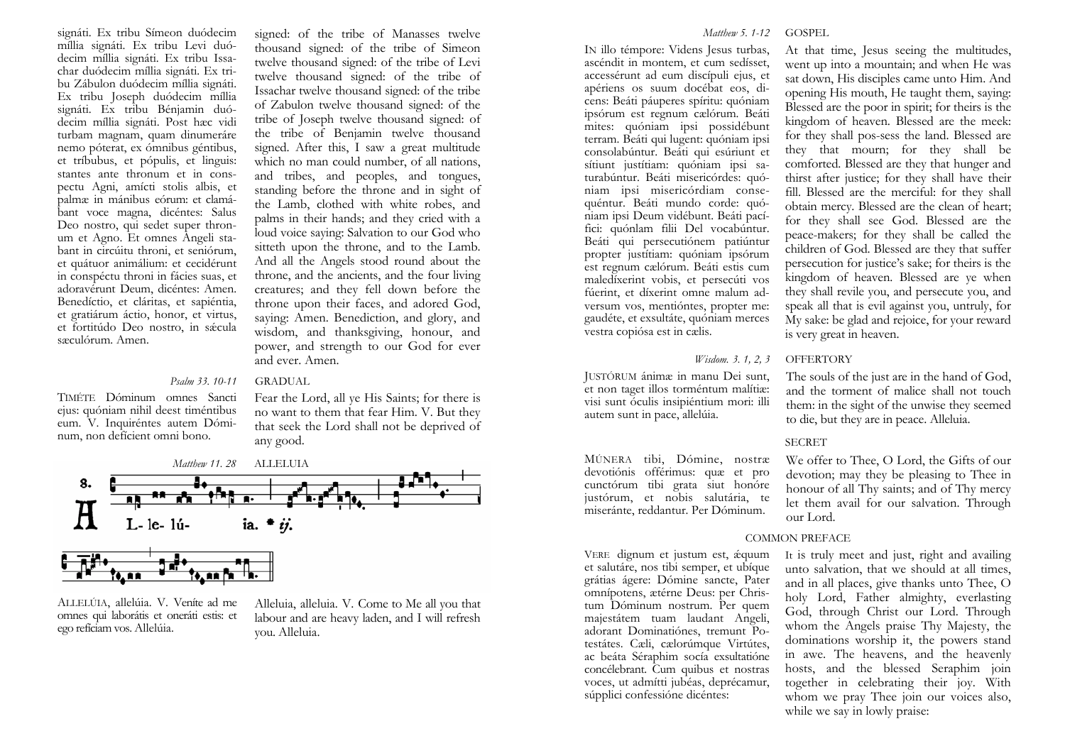signáti. Ex tribu Símeon duódecim míllia signáti. Ex tribu Levi duódecim míllia signáti. Ex tribu Issachar duódecim míllia signáti. Ex tribu Zábulon duódecim míllia signáti. Ex tribu Joseph duódecim míllia signáti. Ex tribu Bénjamin duódecim míllia signáti. Post hæc vidi turbam magnam, quam dinumeráre nemo póterat, ex ómnibus géntibus, et tríbubus, et pópulis, et linguis: stantes ante thronum et in conspectu Agni, amícti stolis albis, et palmæ in mánibus eórum: et clamábant voce magna, dicéntes: Salus Deo nostro, qui sedet super thronum et Agno. Et omnes Angeli stabant in circúitu throni, et seniórum, et quátuor animálium: et cecidérunt in conspéctu throni in fácies suas, et adoravérunt Deum, dicéntes: Amen. Benedíctio, et cláritas, et sapiéntia, et gratiárum áctio, honor, et virtus, et fortitúdo Deo nostro, in sæcula sæculórum. Amen.

signed: of the tribe of Manasses twelve thousand signed: of the tribe of Simeon twelve thousand signed: of the tribe of Levi twelve thousand signed: of the tribe of Issachar twelve thousand signed: of the tribe of Zabulon twelve thousand signed: of the tribe of Joseph twelve thousand signed: of the tribe of Benjamin twelve thousand signed. After this, I saw a great multitude which no man could number, of all nations, and tribes, and peoples, and tongues, standing before the throne and in sight of the Lamb, clothed with white robes, and palms in their hands; and they cried with a loud voice saying: Salvation to our God who sitteth upon the throne, and to the Lamb. And all the Angels stood round about the throne, and the ancients, and the four living creatures; and they fell down before the throne upon their faces, and adored God, saying: Amen. Benediction, and glory, and wisdom, and thanksgiving, honour, and power, and strength to our God for ever and ever. Amen.

## GRADUAL

*Psalm 33. 10-11*

TIMÉTE Dóminum omnes Sancti ejus: quóniam nihil deest timéntibus eum. V. Inquiréntes autem Dóminum, non defícient omni bono.

Fear the Lord, all ye His Saints; for there is no want to them that fear Him. V. But they that seek the Lord shall not be deprived of any good.

## ALLELUIA

*Matthew 11. 28*

8. A L- le- lú- ia. * ij.

ALLELÚIA, allelúia. V. Veníte ad me omnes qui laborátis et oneráti estis: et ego refíciam vos. Allelúia.

Alleluia, alleluia. V. Come to Me all you that labour and are heavy laden, and I will refresh you. Alleluia.

## GOSPEL

*Matthew 5. 1-12*

IN illo témpore: Videns Jesus turbas, ascéndit in montem, et cum sedísset, accessérunt ad eum discípuli ejus, et apériens os suum docébat eos, dicens: Beáti páuperes spíritu: quóniam ipsórum est regnum cælórum. Beáti mites: quóniam ipsi possidébunt terram. Beáti qui lugent: quóniam ipsi consolabúntur. Beáti qui esúriunt et sítiunt justítiam: quóniam ipsi saturabúntur. Beáti misericórdes: quóniam ipsi misericórdiam consequéntur. Beáti mundo corde: quóniam ipsi Deum vidébunt. Beáti pacífici: quónlam filii Del vocabúntur. Beáti qui persecutiónem patiúntur propter justítiam: quóniam ipsórum est regnum cælórum. Beáti estis cum maledíxerint vobis, et persecúti vos fúerint, et díxerint omne malum adversum vos, mentiéntes, propter me: gaudéte, et exsultáte, quóniam merces vestra copiósa est in cælis.

At that time, Jesus seeing the multitudes, went up into a mountain; and when He was sat down, His disciples came unto Him. And opening His mouth, He taught them, saying: Blessed are the poor in spirit; for theirs is the kingdom of heaven. Blessed are the meek: for they shall pos-sess the land. Blessed are they that mourn; for they shall be comforted. Blessed are they that hunger and thirst after justice; for they shall have their fill. Blessed are the merciful: for they shall obtain mercy. Blessed are the clean of heart; for they shall see God. Blessed are the peace-makers; for they shall be called the children of God. Blessed are they that suffer persecution for justice's sake; for theirs is the kingdom of heaven. Blessed are ye when they shall revile you, and persecute you, and speak all that is evil against you, untruly, for My sake: be glad and rejoice, for your reward is very great in heaven.

## OFFERTORY

*Wisdom. 3. 1, 2, 3*

JUSTÓRUM ánimæ in manu Dei sunt, et non taget illos torméntum malítiæ: visi sunt óculis insipiéntium mori: illi autem sunt in pace, allelúia.

The souls of the just are in the hand of God, and the torment of malice shall not touch them: in the sight of the unwise they seemed to die, but they are in peace. Alleluia.

## SECRET

MÚNERA tibi, Dómine, nostræ devotiónis offérimus: quæ et pro cunctórum tibi grata siut honóre justórum, et nobis salutária, te miseránte, reddantur. Per Dóminum.

We offer to Thee, O Lord, the Gifts of our devotion; may they be pleasing to Thee in honour of all Thy saints; and of Thy mercy let them avail for our salvation. Through our Lord.

## COMMON PREFACE

VERE dignum et justum est, æquum et salutáre, nos tibi semper, et ubíque grátias ágere: Dómine sancte, Pater omnípotens, ætérne Deus: per Christum Dóminum nostrum. Per quem majestátem tuam laudant Angeli, adorant Dominatiónes, tremunt Potestátes. Cæli, cælorúmque Virtútes, ac beáta Séraphim sócia exsultatióne concélebrant. Cum quibus et nostras voces, ut admítti jubéas, deprécamur, súpplici confessióne dicéntes:

IT is truly meet and just, right and availing unto salvation, that we should at all times, and in all places, give thanks unto Thee, O holy Lord, Father almighty, everlasting God, through Christ our Lord. Through whom the Angels praise Thy Majesty, the dominations worship it, the powers stand in awe. The heavens, and the heavenly hosts, and the blessed Seraphim join together in celebrating their joy. With whom we pray Thee join our voices also, while we say in lowly praise: